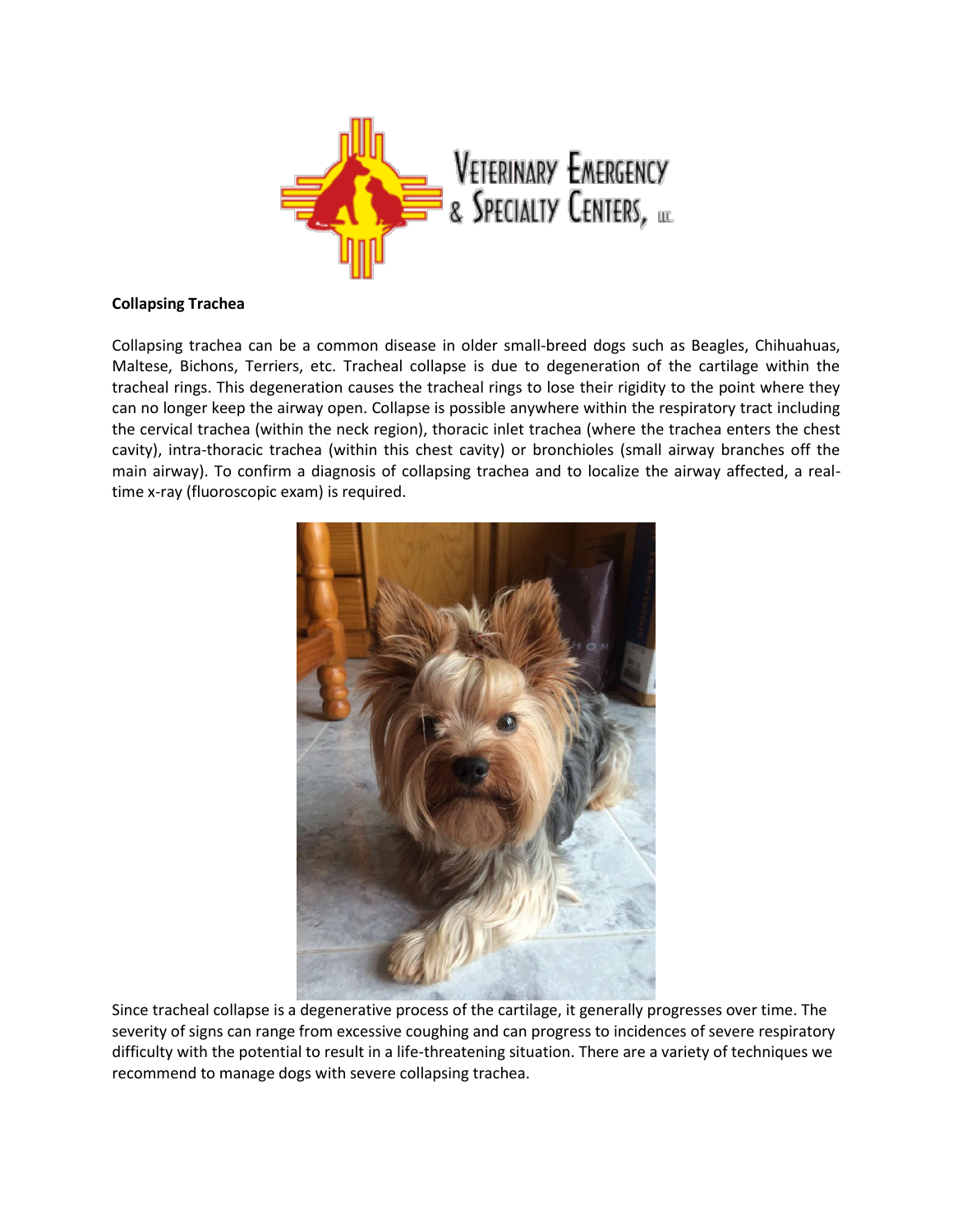**Collapsing Trachea**

Collapsing trachea can be a common disease in older small-breed dogs such as Beagles, Chihuahuas, Maltese, Bichons, Terriers, etc. Tracheal collapse is due to degeneration of the cartilage within the tracheal rings. This degeneration causes the tracheal rings to lose their rigidity to the point where they can no longer keep the airway open. Collapse is possible anywhere within the respiratory tract including the cervical trachea (within the neck region), thoracic inlet trachea (where the trachea enters the chest cavity), intra-thoracic trachea (within this chest cavity) or bronchioles (small airway branches off the main airway). To confirm a diagnosis of collapsing trachea and to localize the airway affected, a real-time x-ray (fluoroscopic exam) is required.

Since tracheal collapse is a degenerative process of the cartilage, it generally progresses over time. The severity of signs can range from excessive coughing and can progress to incidences of severe respiratory difficulty with the potential to result in a life-threatening situation. There are a variety of techniques we recommend to manage dogs with severe collapsing trachea.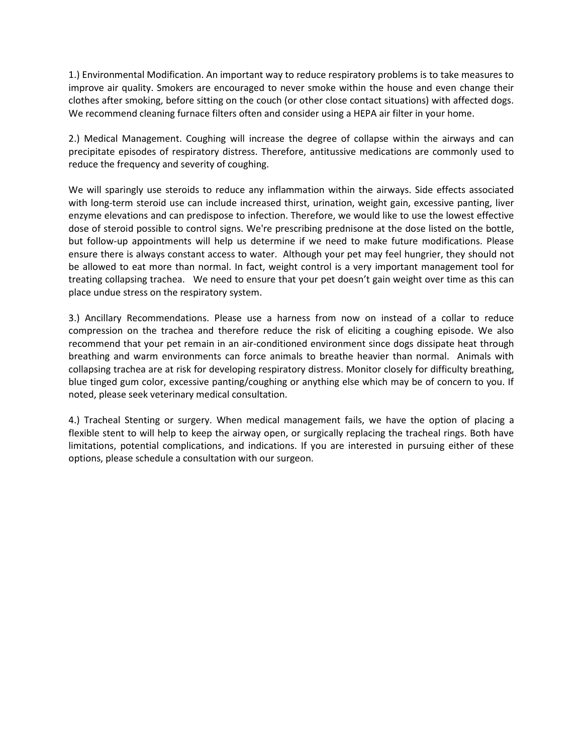1.) Environmental Modification. An important way to reduce respiratory problems is to take measures to improve air quality. Smokers are encouraged to never smoke within the house and even change their clothes after smoking, before sitting on the couch (or other close contact situations) with affected dogs. We recommend cleaning furnace filters often and consider using a HEPA air filter in your home.

2.) Medical Management. Coughing will increase the degree of collapse within the airways and can precipitate episodes of respiratory distress. Therefore, antitussive medications are commonly used to reduce the frequency and severity of coughing.

We will sparingly use steroids to reduce any inflammation within the airways. Side effects associated with long-term steroid use can include increased thirst, urination, weight gain, excessive panting, liver enzyme elevations and can predispose to infection. Therefore, we would like to use the lowest effective dose of steroid possible to control signs. We're prescribing prednisone at the dose listed on the bottle, but follow-up appointments will help us determine if we need to make future modifications. Please ensure there is always constant access to water. Although your pet may feel hungrier, they should not be allowed to eat more than normal. In fact, weight control is a very important management tool for treating collapsing trachea. We need to ensure that your pet doesn't gain weight over time as this can place undue stress on the respiratory system.

3.) Ancillary Recommendations. Please use a harness from now on instead of a collar to reduce compression on the trachea and therefore reduce the risk of eliciting a coughing episode. We also recommend that your pet remain in an air-conditioned environment since dogs dissipate heat through breathing and warm environments can force animals to breathe heavier than normal. Animals with collapsing trachea are at risk for developing respiratory distress. Monitor closely for difficulty breathing, blue tinged gum color, excessive panting/coughing or anything else which may be of concern to you. If noted, please seek veterinary medical consultation.

4.) Tracheal Stenting or surgery. When medical management fails, we have the option of placing a flexible stent to will help to keep the airway open, or surgically replacing the tracheal rings. Both have limitations, potential complications, and indications. If you are interested in pursuing either of these options, please schedule a consultation with our surgeon.